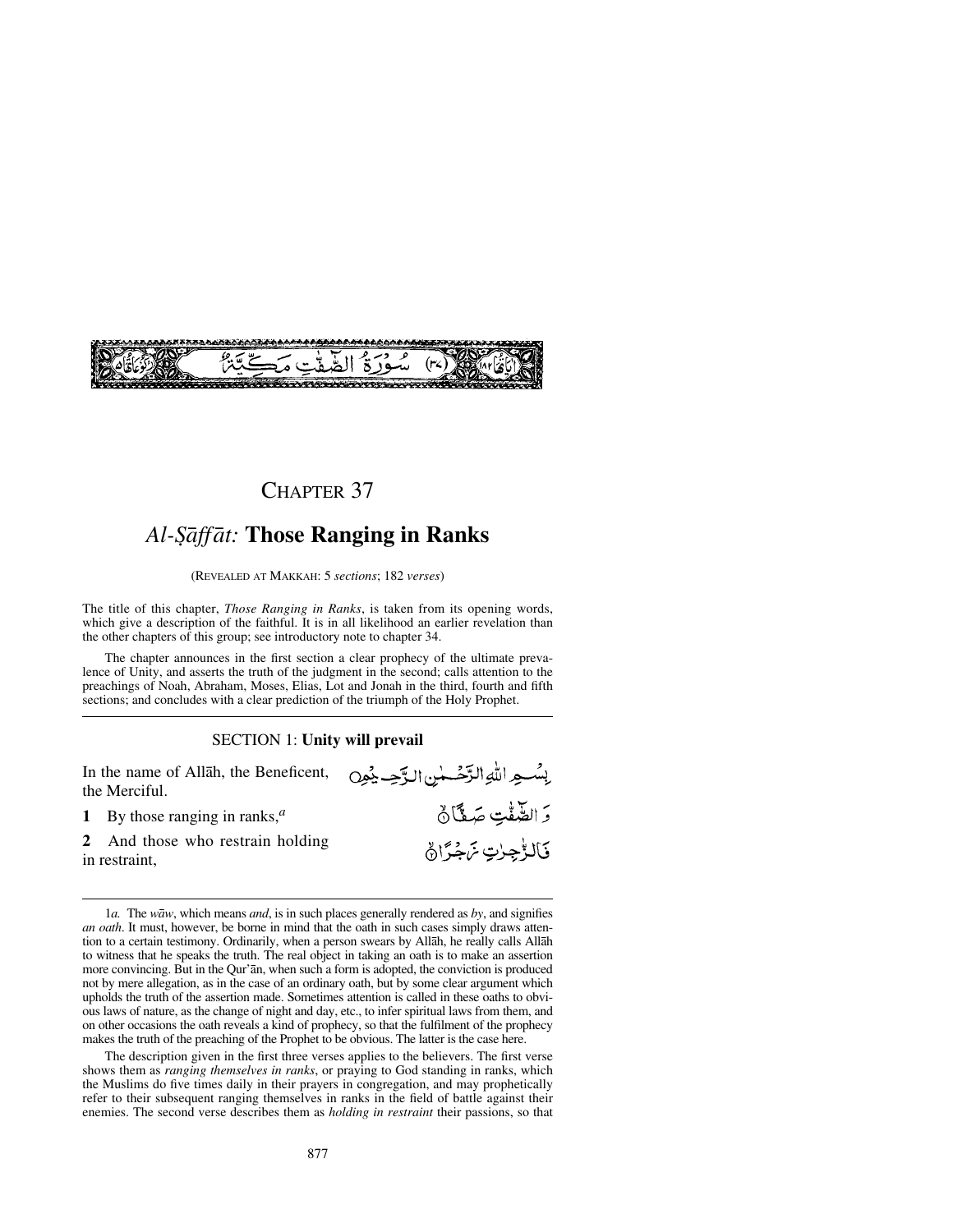سُورَةُ الصّٰٓفّٰتِ مَكِّيَّةٌ (٣٧)

# CHAPTER 37

## *Al-Ṣāffāt:* Those Ranging in Ranks

(REVEALED AT MAKKAH: 5 *sections*; 182 *verses*)

The title of this chapter, *Those Ranging in Ranks*, is taken from its opening words, which give a description of the faithful. It is in all likelihood an earlier revelation than the other chapters of this group; see introductory note to chapter 34.

The chapter announces in the first section a clear prophecy of the ultimate prevalence of Unity, and asserts the truth of the judgment in the second; calls attention to the preachings of Noah, Abraham, Moses, Elias, Lot and Jonah in the third, fourth and fifth sections; and concludes with a clear prediction of the triumph of the Holy Prophet.

---

### SECTION 1: Unity will prevail

In the name of Allāh, the Beneficent, the Merciful.

بِسۡمِ اللّٰہِ الرَّحۡمٰنِ الرَّحِیۡمِ

**1** By those ranging in ranks,[a]

وَ الصّٰٓفّٰتِ صَفًّا ۙ﴿۱﴾

**2** And those who restrain holding in restraint,

فَالزّٰجِرٰتِ زَجۡرًا ۙ﴿۲﴾

---

1*a.* The *wāw*, which means *and*, is in such places generally rendered as *by*, and signifies *an oath*. It must, however, be borne in mind that the oath in such cases simply draws attention to a certain testimony. Ordinarily, when a person swears by Allāh, he really calls Allāh to witness that he speaks the truth. The real object in taking an oath is to make an assertion more convincing. But in the Qur'ān, when such a form is adopted, the conviction is produced not by mere allegation, as in the case of an ordinary oath, but by some clear argument which upholds the truth of the assertion made. Sometimes attention is called in these oaths to obvious laws of nature, as the change of night and day, etc., to infer spiritual laws from them, and on other occasions the oath reveals a kind of prophecy, so that the fulfilment of the prophecy makes the truth of the preaching of the Prophet to be obvious. The latter is the case here.

The description given in the first three verses applies to the believers. The first verse shows them as *ranging themselves in ranks*, or praying to God standing in ranks, which the Muslims do five times daily in their prayers in congregation, and may prophetically refer to their subsequent ranging themselves in ranks in the field of battle against their enemies. The second verse describes them as *holding in restraint* their passions, so that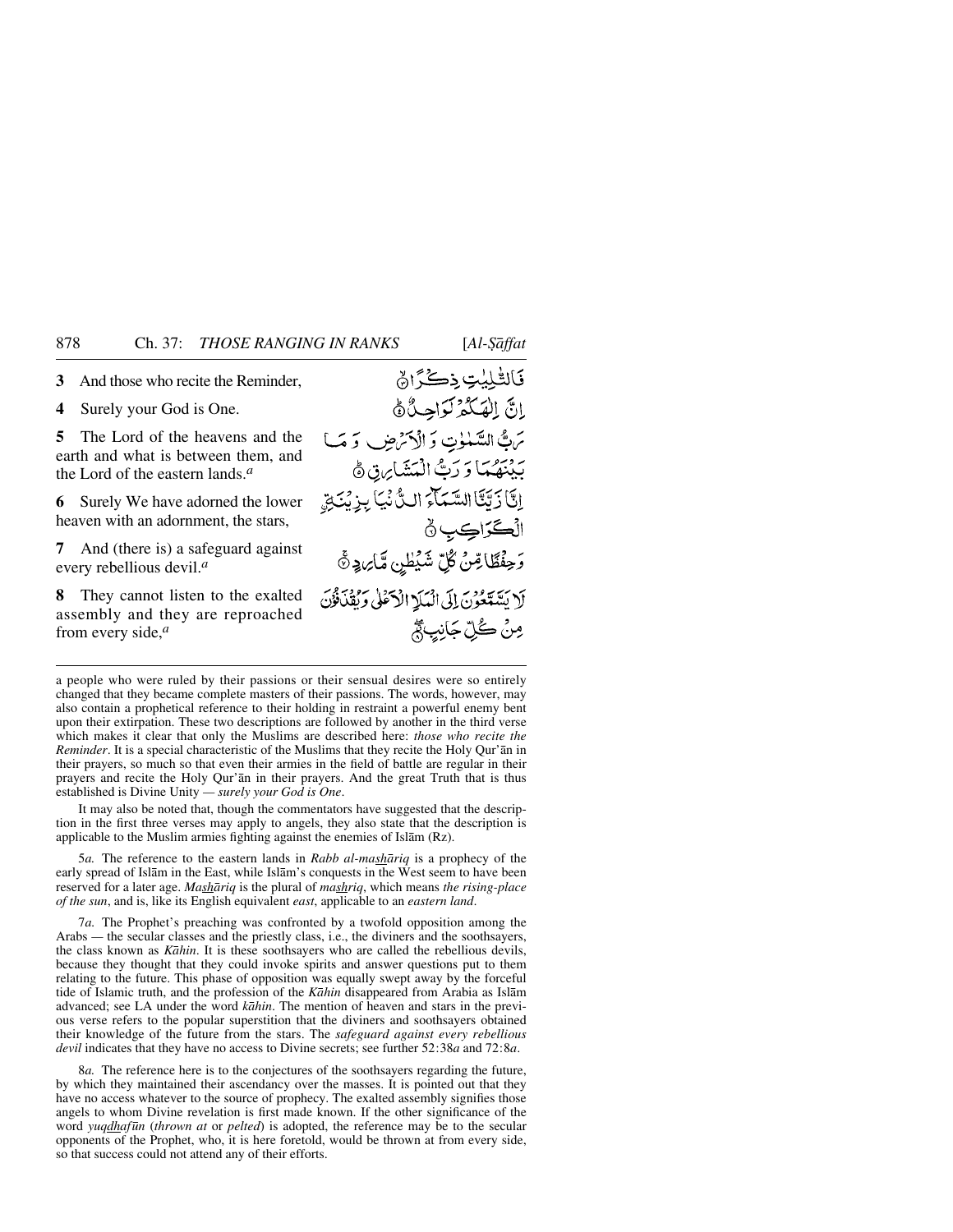**3** And those who recite the Reminder,

فَالتّٰلِيٰتِ ذِكْرًا ۙ

**4** Surely your God is One.

اِنَّ اِلٰهَكُمْ لَوَاحِدٌ ؕ

**5** The Lord of the heavens and the earth and what is between them, and the Lord of the eastern lands.[a]

رَبُّ السَّمٰوٰتِ وَ الْاَرْضِ وَ مَا بَيْنَهُمَا وَ رَبُّ الْمَشَارِقِ ؕ

**6** Surely We have adorned the lower heaven with an adornment, the stars,

اِنَّا زَيَّنَّا السَّمَآءَ الدُّنْيَا بِزِيْنَةِ ۣالْكَوَاكِبِ ۙ

**7** And (there is) a safeguard against every rebellious devil.[a]

وَ حِفْظًا مِّنْ كُلِّ شَيْطٰنٍ مَّارِدٍ ۚ

**8** They cannot listen to the exalted assembly and they are reproached from every side,[a]

لَا يَسَّمَّعُوْنَ اِلَى الْمَلَاِ الْاَعْلٰى وَ يُقْذَفُوْنَ مِنْ كُلِّ جَانِبٍ ۖ

---

a people who were ruled by their passions or their sensual desires were so entirely changed that they became complete masters of their passions. The words, however, may also contain a prophetical reference to their holding in restraint a powerful enemy bent upon their extirpation. These two descriptions are followed by another in the third verse which makes it clear that only the Muslims are described here: *those who recite the Reminder*. It is a special characteristic of the Muslims that they recite the Holy Qur'ān in their prayers, so much so that even their armies in the field of battle are regular in their prayers and recite the Holy Qur'ān in their prayers. And the great Truth that is thus established is Divine Unity — *surely your God is One*.

It may also be noted that, though the commentators have suggested that the description in the first three verses may apply to angels, they also state that the description is applicable to the Muslim armies fighting against the enemies of Islām (Rz).

5*a.* The reference to the eastern lands in *Rabb al-mashāriq* is a prophecy of the early spread of Islām in the East, while Islām's conquests in the West seem to have been reserved for a later age. *Mashāriq* is the plural of *mashriq*, which means *the rising-place of the sun*, and is, like its English equivalent *east*, applicable to an *eastern land*.

7*a.* The Prophet's preaching was confronted by a twofold opposition among the Arabs — the secular classes and the priestly class, i.e., the diviners and the soothsayers, the class known as *Kāhin*. It is these soothsayers who are called the rebellious devils, because they thought that they could invoke spirits and answer questions put to them relating to the future. This phase of opposition was equally swept away by the forceful tide of Islamic truth, and the profession of the *Kāhin* disappeared from Arabia as Islām advanced; see LA under the word *kāhin*. The mention of heaven and stars in the previous verse refers to the popular superstition that the diviners and soothsayers obtained their knowledge of the future from the stars. The *safeguard against every rebellious devil* indicates that they have no access to Divine secrets; see further 52:38*a* and 72:8*a*.

8*a.* The reference here is to the conjectures of the soothsayers regarding the future, by which they maintained their ascendancy over the masses. It is pointed out that they have no access whatever to the source of prophecy. The exalted assembly signifies those angels to whom Divine revelation is first made known. If the other significance of the word *yuqdhafūn* (*thrown at* or *pelted*) is adopted, the reference may be to the secular opponents of the Prophet, who, it is here foretold, would be thrown at from every side, so that success could not attend any of their efforts.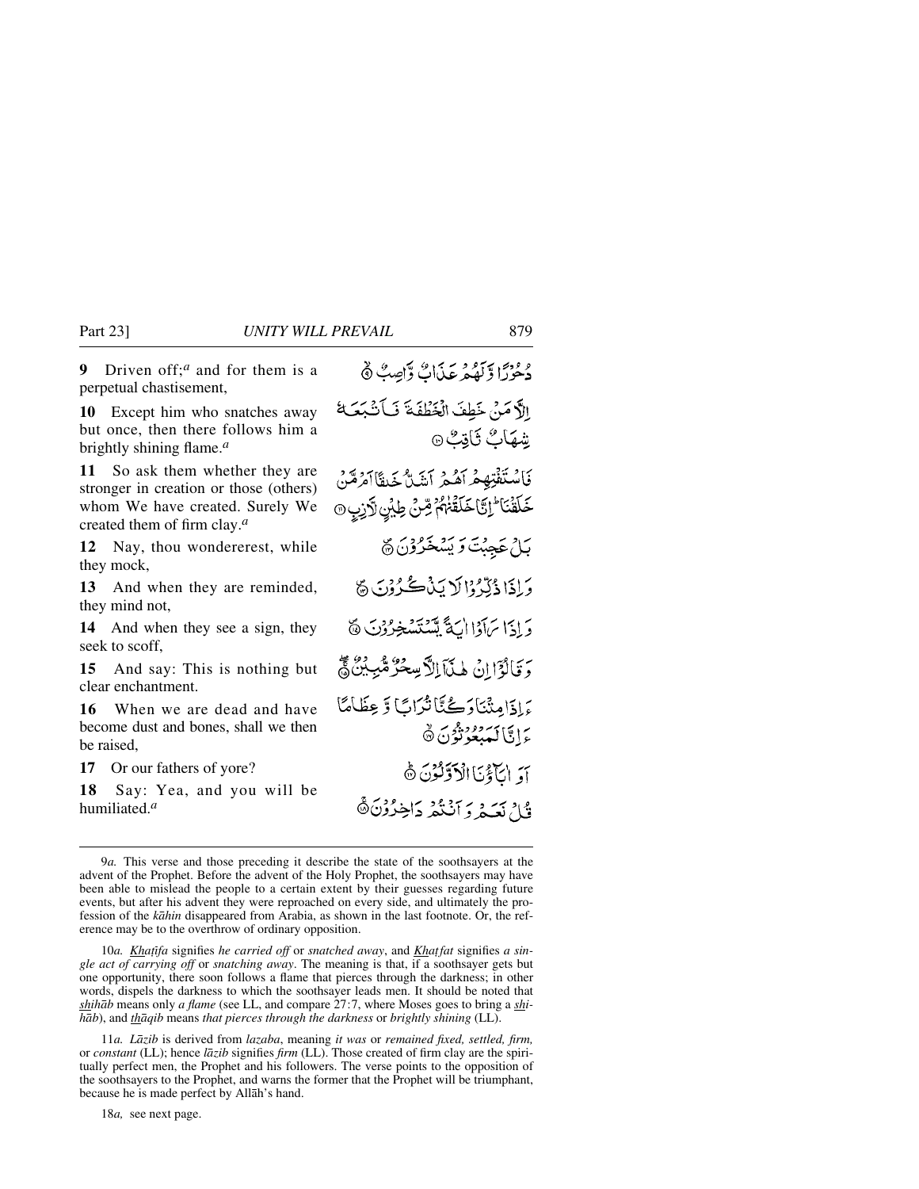**9** Driven off;[a] and for them is a perpetual chastisement,

دُحُوْرًا وَّلَهُمْ عَذَابٌ وَّاصِبٌ ۙ

**10** Except him who snatches away but once, then there follows him a brightly shining flame.[a]

اِلَّا مَنْ خَطِفَ الْخَطْفَةَ فَاَتْبَعَهٗ شِهَابٌ ثَاقِبٌ ۝

**11** So ask them whether they are stronger in creation or those (others) whom We have created. Surely We created them of firm clay.[a]

فَاسْتَفْتِهِمْ اَهُمْ اَشَدُّ خَلْقًا اَمْ مَّنْ خَلَقْنَا ؕ اِنَّا خَلَقْنٰهُمْ مِّنْ طِيْنٍ لَّازِبٍ ۝

**12** Nay, thou wonderest, while they mock,

بَلْ عَجِبْتَ وَيَسْخَرُوْنَ ۝

**13** And when they are reminded, they mind not,

وَاِذَا ذُكِّرُوْا لَا يَذْكُرُوْنَ ۝

**14** And when they see a sign, they seek to scoff,

وَاِذَا رَاَوْا اٰيَةً يَّسْتَسْخِرُوْنَ ۝

**15** And say: This is nothing but clear enchantment.

وَقَالُوْۤا اِنْ هٰذَاۤ اِلَّا سِحْرٌ مُّبِيْنٌ ۝

**16** When we are dead and have become dust and bones, shall we then be raised,

ءَاِذَا مِتْنَا وَكُنَّا تُرَابًا وَّعِظَامًا ءَاِنَّا لَمَبْعُوْثُوْنَ ۝

**17** Or our fathers of yore?

اَوَ اٰبَآؤُنَا الْاَوَّلُوْنَ ۝

**18** Say: Yea, and you will be humiliated.[a]

قُلْ نَعَمْ وَاَنْتُمْ دَاخِرُوْنَ ۝

---

9*a.* This verse and those preceding it describe the state of the soothsayers at the advent of the Prophet. Before the advent of the Holy Prophet, the soothsayers may have been able to mislead the people to a certain extent by their guesses regarding future events, but after his advent they were reproached on every side, and ultimately the profession of the *kāhin* disappeared from Arabia, as shown in the last footnote. Or, the reference may be to the overthrow of ordinary opposition.

10*a.* *Khaṭifa* signifies *he carried off* or *snatched away*, and *Khaṭfat* signifies *a single act of carrying off* or *snatching away*. The meaning is that, if a soothsayer gets but one opportunity, there soon follows a flame that pierces through the darkness; in other words, dispels the darkness to which the soothsayer leads men. It should be noted that *shihāb* means only *a flame* (see LL, and compare 27:7, where Moses goes to bring a *shihāb*), and *thāqib* means *that pierces through the darkness* or *brightly shining* (LL).

11*a.* *Lāzib* is derived from *lazaba*, meaning *it was* or *remained fixed, settled, firm,* or *constant* (LL); hence *lāzib* signifies *firm* (LL). Those created of firm clay are the spiritually perfect men, the Prophet and his followers. The verse points to the opposition of the soothsayers to the Prophet, and warns the former that the Prophet will be triumphant, because he is made perfect by Allāh's hand.

18*a,* see next page.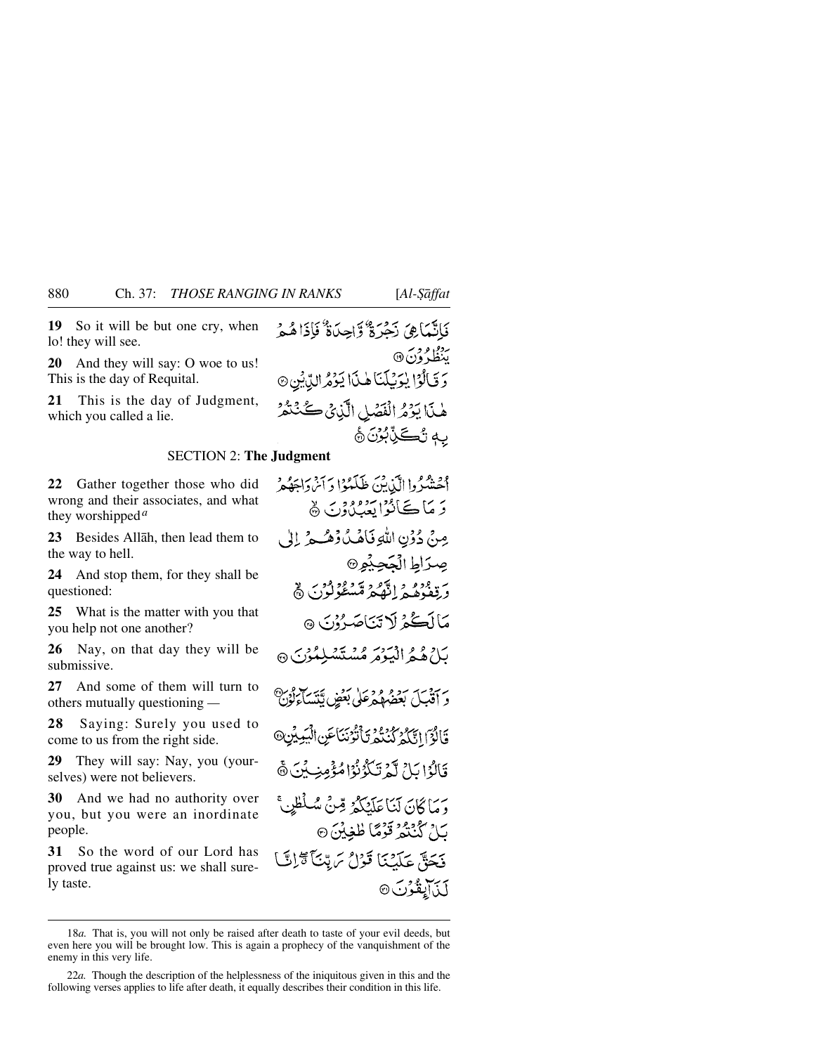**19** So it will be but one cry, when lo! they will see.

فَإِنَّمَا هِيَ زَجْرَةٌ وَّاحِدَةٌ فَإِذَا هُمْ يَنْظُرُوْنَ ۝

**20** And they will say: O woe to us! This is the day of Requital.

وَقَالُوْا يٰوَيْلَنَا هٰذَا يَوْمُ الدِّيْنِ ۝

**21** This is the day of Judgment, which you called a lie.

هٰذَا يَوْمُ الْفَصْلِ الَّذِيْ كُنْتُمْ بِهٖ تُكَذِّبُوْنَ ۝

## SECTION 2: **The Judgment**

**22** Gather together those who did wrong and their associates, and what they worshipped[a]

اُحْشُرُوا الَّذِيْنَ ظَلَمُوْا وَاَزْوَاجَهُمْ وَمَا كَانُوْا يَعْبُدُوْنَ ۝

**23** Besides Allāh, then lead them to the way to hell.

مِنْ دُوْنِ اللّٰهِ فَاهْدُوْهُمْ اِلٰى صِرَاطِ الْجَحِيْمِ ۝

**24** And stop them, for they shall be questioned:

وَقِفُوْهُمْ اِنَّهُمْ مَّسْئُوْلُوْنَ ۝

**25** What is the matter with you that you help not one another?

مَا لَكُمْ لَا تَنَاصَرُوْنَ ۝

**26** Nay, on that day they will be submissive.

بَلْ هُمُ الْيَوْمَ مُسْتَسْلِمُوْنَ ۝

**27** And some of them will turn to others mutually questioning —

وَاَقْبَلَ بَعْضُهُمْ عَلٰى بَعْضٍ يَّتَسَآءَلُوْنَ ۝

**28** Saying: Surely you used to come to us from the right side.

قَالُوْٓا اِنَّكُمْ كُنْتُمْ تَاْتُوْنَنَا عَنِ الْيَمِيْنِ ۝

**29** They will say: Nay, you (yourselves) were not believers.

قَالُوْا بَلْ لَّمْ تَكُوْنُوْا مُؤْمِنِيْنَ ۝

**30** And we had no authority over you, but you were an inordinate people.

وَمَا كَانَ لَنَا عَلَيْكُمْ مِّنْ سُلْطٰنٍ ۚ بَلْ كُنْتُمْ قَوْمًا طٰغِيْنَ ۝

**31** So the word of our Lord has proved true against us: we shall surely taste.

فَحَقَّ عَلَيْنَا قَوْلُ رَبِّنَآ ۖ اِنَّا لَذَآئِقُوْنَ ۝

---

18*a.* That is, you will not only be raised after death to taste of your evil deeds, but even here you will be brought low. This is again a prophecy of the vanquishment of the enemy in this very life.

22*a.* Though the description of the helplessness of the iniquitous given in this and the following verses applies to life after death, it equally describes their condition in this life.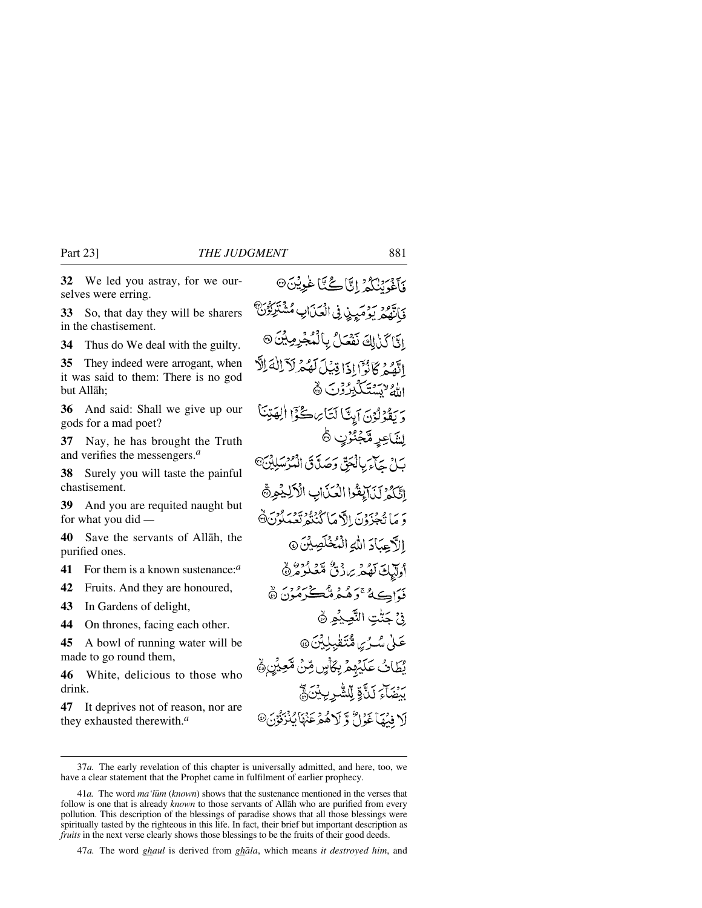**32** We led you astray, for we ourselves were erring.

فَأَغْوَيْنٰكُمْ إِنَّا كُنَّا غٰوِينَ ﴿٣٢﴾

**33** So, that day they will be sharers in the chastisement.

فَإِنَّهُمْ يَوْمَئِذٍ فِى الْعَذَابِ مُشْتَرِكُونَ ﴿٣٣﴾

**34** Thus do We deal with the guilty.

إِنَّا كَذٰلِكَ نَفْعَلُ بِالْمُجْرِمِينَ ﴿٣٤﴾

**35** They indeed were arrogant, when it was said to them: There is no god but Allāh;

إِنَّهُمْ كَانُوٓا إِذَا قِيلَ لَهُمْ لَآ إِلٰهَ إِلَّا اللّٰهُ يَسْتَكْبِرُونَ ﴿٣٥﴾

**36** And said: Shall we give up our gods for a mad poet?

وَيَقُولُونَ أَئِنَّا لَتَارِكُوٓا ءَالِهَتِنَا لِشَاعِرٍ مَّجْنُونٍ ﴿٣٦﴾

**37** Nay, he has brought the Truth and verifies the messengers.[a]

بَلْ جَآءَ بِالْحَقِّ وَصَدَّقَ الْمُرْسَلِينَ ﴿٣٧﴾

**38** Surely you will taste the painful chastisement.

إِنَّكُمْ لَذَآئِقُوا الْعَذَابِ الْأَلِيمِ ﴿٣٨﴾

**39** And you are requited naught but for what you did —

وَمَا تُجْزَوْنَ إِلَّا مَا كُنتُمْ تَعْمَلُونَ ﴿٣٩﴾

**40** Save the servants of Allāh, the purified ones.

إِلَّا عِبَادَ اللّٰهِ الْمُخْلَصِينَ ﴿٤٠﴾

**41** For them is a known sustenance:[a]

أُولٰٓئِكَ لَهُمْ رِزْقٌ مَّعْلُومٌ ﴿٤١﴾

**42** Fruits. And they are honoured,

فَوَاكِهُ وَهُم مُّكْرَمُونَ ﴿٤٢﴾

**43** In Gardens of delight,

فِى جَنّٰتِ النَّعِيمِ ﴿٤٣﴾

**44** On thrones, facing each other.

عَلٰى سُرُرٍ مُّتَقٰبِلِينَ ﴿٤٤﴾

**45** A bowl of running water will be made to go round them,

يُطَافُ عَلَيْهِم بِكَأْسٍ مِّن مَّعِينٍ ﴿٤٥﴾

**46** White, delicious to those who drink.

بَيْضَآءَ لَذَّةٍ لِّلشّٰرِبِينَ ﴿٤٦﴾

**47** It deprives not of reason, nor are they exhausted therewith.[a]

لَا فِيهَا غَوْلٌ وَلَا هُمْ عَنْهَا يُنزَفُونَ ﴿٤٧﴾

---

37*a.* The early revelation of this chapter is universally admitted, and here, too, we have a clear statement that the Prophet came in fulfilment of earlier prophecy.

41*a.* The word *ma'lūm* (*known*) shows that the sustenance mentioned in the verses that follow is one that is already *known* to those servants of Allāh who are purified from every pollution. This description of the blessings of paradise shows that all those blessings were spiritually tasted by the righteous in this life. In fact, their brief but important description as *fruits* in the next verse clearly shows those blessings to be the fruits of their good deeds.

47*a.* The word *ghaul* is derived from *ghāla*, which means *it destroyed him*, and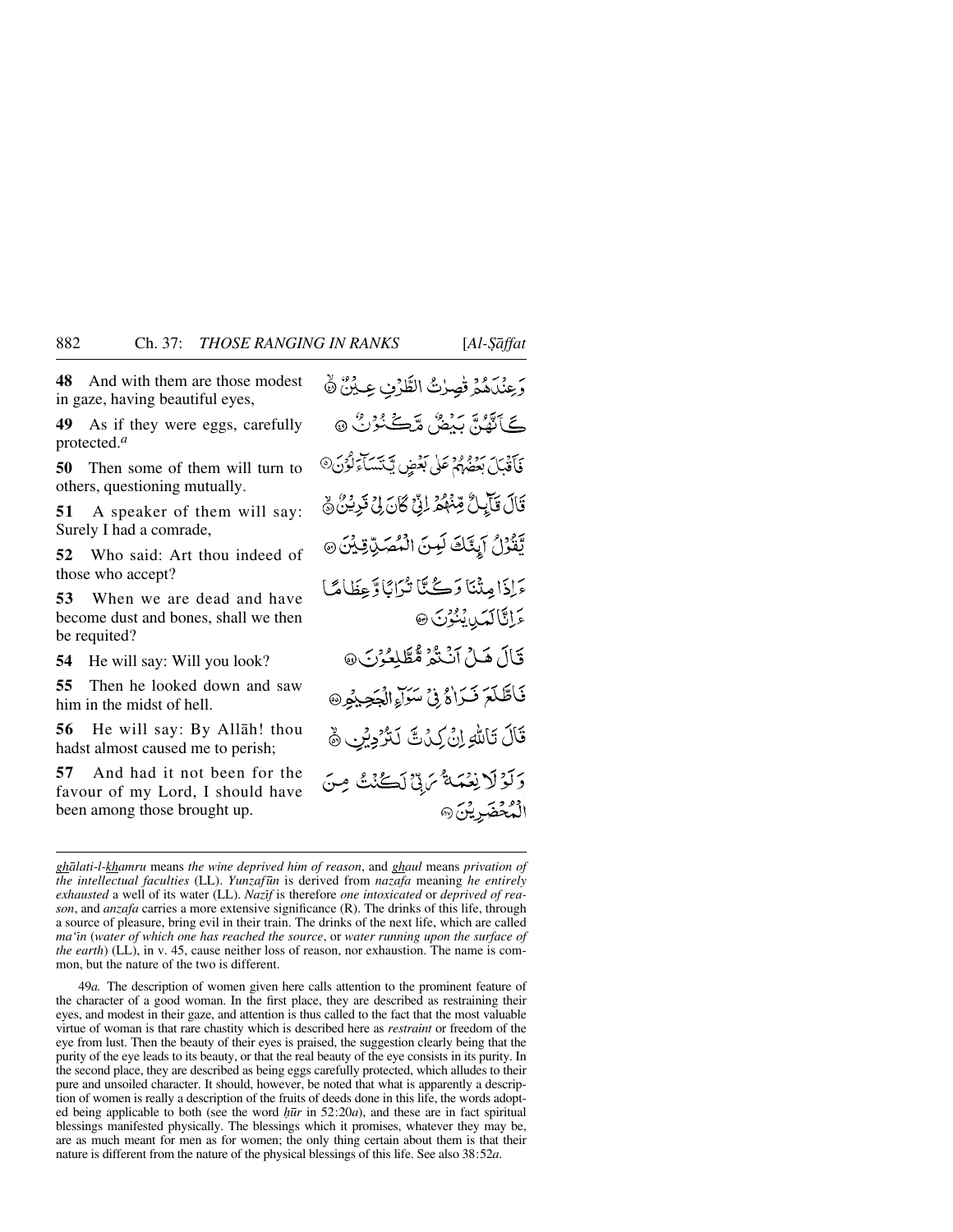**48** And with them are those modest in gaze, having beautiful eyes,

**49** As if they were eggs, carefully protected.*a*

**50** Then some of them will turn to others, questioning mutually.

**51** A speaker of them will say: Surely I had a comrade,

**52** Who said: Art thou indeed of those who accept?

**53** When we are dead and have become dust and bones, shall we then be requited?

**54** He will say: Will you look?

**55** Then he looked down and saw him in the midst of hell.

**56** He will say: By Allāh! thou hadst almost caused me to perish;

**57** And had it not been for the favour of my Lord, I should have been among those brought up.

وَعِنْدَهُمْ قٰصِرٰتُ الطَّرْفِ عِيْنٌ ﴿۴۸﴾

كَاَنَّهُنَّ بَيْضٌ مَّكْنُوْنٌ ﴿۴۹﴾

فَاَقْبَلَ بَعْضُهُمْ عَلٰى بَعْضٍ يَّتَسَآءَلُوْنَ ﴿۵۰﴾

قَالَ قَآئِلٌ مِّنْهُمْ اِنِّيْ كَانَ لِيْ قَرِيْنٌ ﴿۵۱﴾

يَّقُوْلُ اَئِنَّكَ لَمِنَ الْمُصَدِّقِيْنَ ﴿۵۲﴾

ءَاِذَا مِتْنَا وَكُنَّا تُرَابًا وَّعِظَامًا ءَاِنَّا لَمَدِيْنُوْنَ ﴿۵۳﴾

قَالَ هَلْ اَنْتُمْ مُّطَّلِعُوْنَ ﴿۵۴﴾

فَاطَّلَعَ فَرَاٰهُ فِيْ سَوَآءِ الْجَحِيْمِ ﴿۵۵﴾

قَالَ تَاللّٰهِ اِنْ كِدْتَّ لَتُرْدِيْنِ ﴿۵۶﴾

وَلَوْلَا نِعْمَةُ رَبِّيْ لَكُنْتُ مِنَ الْمُحْضَرِيْنَ ﴿۵۷﴾

---

*ghālati-l-khamru* means *the wine deprived him of reason*, and *ghaul* means *privation of the intellectual faculties* (LL). *Yunzafūn* is derived from *nazafa* meaning *he entirely exhausted* a well of its water (LL). *Nazīf* is therefore *one intoxicated* or *deprived of reason*, and *anzafa* carries a more extensive significance (R). The drinks of this life, through a source of pleasure, bring evil in their train. The drinks of the next life, which are called *ma'īn* (*water of which one has reached the source*, or *water running upon the surface of the earth*) (LL), in v. 45, cause neither loss of reason, nor exhaustion. The name is common, but the nature of the two is different.

49*a.* The description of women given here calls attention to the prominent feature of the character of a good woman. In the first place, they are described as restraining their eyes, and modest in their gaze, and attention is thus called to the fact that the most valuable virtue of woman is that rare chastity which is described here as *restraint* or freedom of the eye from lust. Then the beauty of their eyes is praised, the suggestion clearly being that the purity of the eye leads to its beauty, or that the real beauty of the eye consists in its purity. In the second place, they are described as being eggs carefully protected, which alludes to their pure and unsoiled character. It should, however, be noted that what is apparently a description of women is really a description of the fruits of deeds done in this life, the words adopted being applicable to both (see the word *ḥūr* in 52:20*a*), and these are in fact spiritual blessings manifested physically. The blessings which it promises, whatever they may be, are as much meant for men as for women; the only thing certain about them is that their nature is different from the nature of the physical blessings of this life. See also 38:52*a*.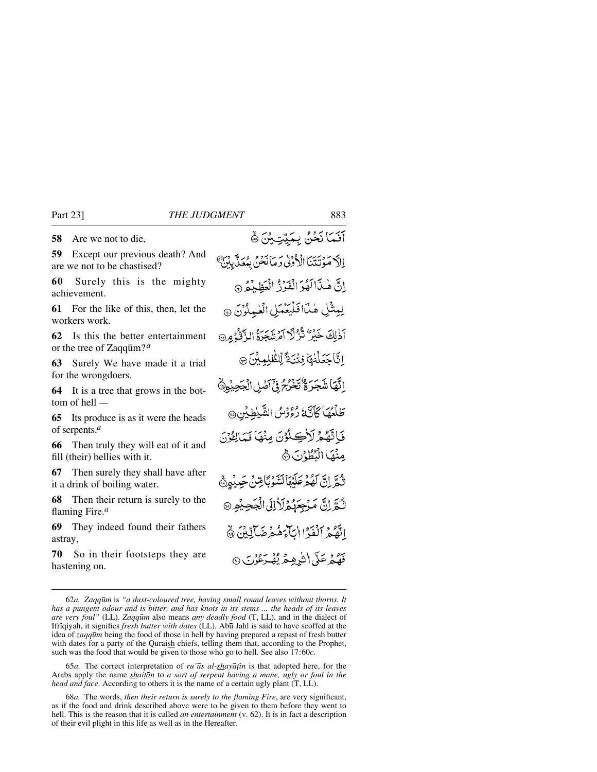**58** Are we not to die,

أَفَمَا نَحْنُ بِمَيِّتِينَ ۝٥٨

**59** Except our previous death? And are we not to be chastised?

إِلَّا مَوْتَتَنَا الْأُولَىٰ وَمَا نَحْنُ بِمُعَذَّبِينَ ۝٥٩

**60** Surely this is the mighty achievement.

إِنَّ هَٰذَا لَهُوَ الْفَوْزُ الْعَظِيمُ ۝٦٠

**61** For the like of this, then, let the workers work.

لِمِثْلِ هَٰذَا فَلْيَعْمَلِ الْعَامِلُونَ ۝٦١

**62** Is this the better entertainment or the tree of Zaqqūm?[a]

أَذَٰلِكَ خَيْرٌ نُزُلًا أَمْ شَجَرَةُ الزَّقُّومِ ۝٦٢

**63** Surely We have made it a trial for the wrongdoers.

إِنَّا جَعَلْنَاهَا فِتْنَةً لِلظَّالِمِينَ ۝٦٣

**64** It is a tree that grows in the bottom of hell —

إِنَّهَا شَجَرَةٌ تَخْرُجُ فِي أَصْلِ الْجَحِيمِ ۝٦٤

**65** Its produce is as it were the heads of serpents.[a]

طَلْعُهَا كَأَنَّهُ رُءُوسُ الشَّيَاطِينِ ۝٦٥

**66** Then truly they will eat of it and fill (their) bellies with it.

فَإِنَّهُمْ لَآكِلُونَ مِنْهَا فَمَالِئُونَ مِنْهَا الْبُطُونَ ۝٦٦

**67** Then surely they shall have after it a drink of boiling water.

ثُمَّ إِنَّ لَهُمْ عَلَيْهَا لَشَوْبًا مِنْ حَمِيمٍ ۝٦٧

**68** Then their return is surely to the flaming Fire.[a]

ثُمَّ إِنَّ مَرْجِعَهُمْ لَإِلَى الْجَحِيمِ ۝٦٨

**69** They indeed found their fathers astray,

إِنَّهُمْ أَلْفَوْا آبَاءَهُمْ ضَالِّينَ ۝٦٩

**70** So in their footsteps they are hastening on.

فَهُمْ عَلَىٰ آثَارِهِمْ يُهْرَعُونَ ۝٧٠

---

62*a*. *Zaqqūm* is *"a dust-coloured tree, having small round leaves without thorns. It has a pungent odour and is bitter, and has knots in its stems ... the heads of its leaves are very foul"* (LL). *Zaqqūm* also means *any deadly food* (T, LL), and in the dialect of Ifrīqiyah, it signifies *fresh butter with dates* (LL). Abū Jahl is said to have scoffed at the idea of *zaqqūm* being the food of those in hell by having prepared a repast of fresh butter with dates for a party of the Quraish chiefs, telling them that, according to the Prophet, such was the food that would be given to those who go to hell. See also 17:60*c*.

65*a*. The correct interpretation of *ru'ūs al-shayāṭīn* is that adopted here, for the Arabs apply the name *shaiṭān* to *a sort of serpent having a mane, ugly or foul in the head and face*. According to others it is the name of a certain ugly plant (T, LL).

68*a*. The words, *then their return is surely to the flaming Fire*, are very significant, as if the food and drink described above were to be given to them before they went to hell. This is the reason that it is called *an entertainment* (v. 62). It is in fact a description of their evil plight in this life as well as in the Hereafter.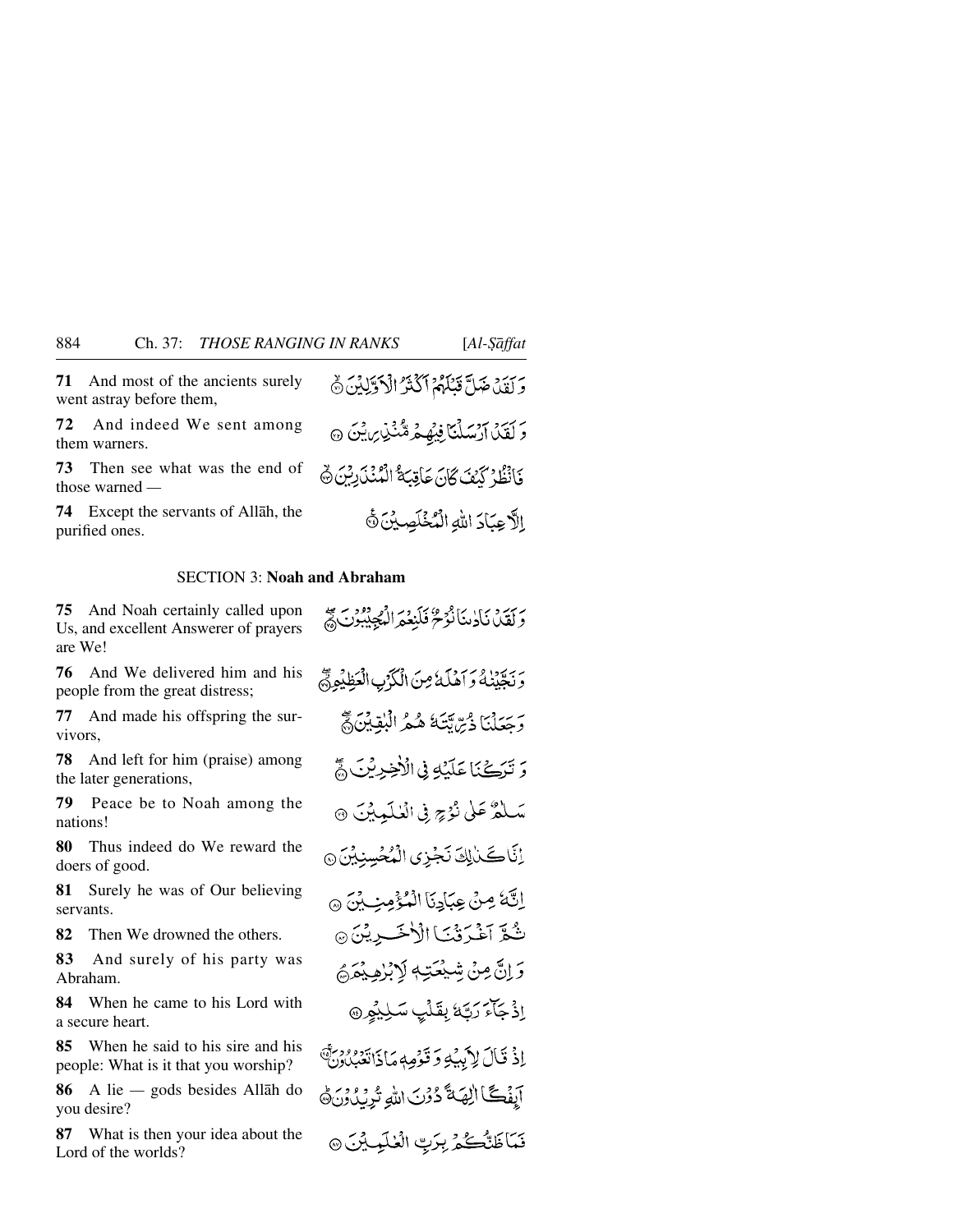**71** And most of the ancients surely went astray before them,

وَلَقَدْ ضَلَّ قَبْلَهُمْ أَكْثَرُ الْأَوَّلِينَ ﴿٧١﴾

**72** And indeed We sent among them warners.

وَلَقَدْ أَرْسَلْنَا فِيهِمْ مُّنذِرِينَ ﴿٧٢﴾

**73** Then see what was the end of those warned —

فَانظُرْ كَيْفَ كَانَ عَاقِبَةُ الْمُنذَرِينَ ﴿٧٣﴾

**74** Except the servants of Allāh, the purified ones.

إِلَّا عِبَادَ اللَّهِ الْمُخْلَصِينَ ﴿٧٤﴾

## SECTION 3: Noah and Abraham

**75** And Noah certainly called upon Us, and excellent Answerer of prayers are We!

وَلَقَدْ نَادَانَا نُوحٌ فَلَنِعْمَ الْمُجِيبُونَ ﴿٧٥﴾

**76** And We delivered him and his people from the great distress;

وَنَجَّيْنَاهُ وَأَهْلَهُ مِنَ الْكَرْبِ الْعَظِيمِ ﴿٧٦﴾

**77** And made his offspring the survivors,

وَجَعَلْنَا ذُرِّيَّتَهُ هُمُ الْبَاقِينَ ﴿٧٧﴾

**78** And left for him (praise) among the later generations,

وَتَرَكْنَا عَلَيْهِ فِي الْآخِرِينَ ﴿٧٨﴾

**79** Peace be to Noah among the nations!

سَلَامٌ عَلَىٰ نُوحٍ فِي الْعَالَمِينَ ﴿٧٩﴾

**80** Thus indeed do We reward the doers of good.

إِنَّا كَذَٰلِكَ نَجْزِي الْمُحْسِنِينَ ﴿٨٠﴾

**81** Surely he was of Our believing servants.

إِنَّهُ مِنْ عِبَادِنَا الْمُؤْمِنِينَ ﴿٨١﴾

**82** Then We drowned the others.

ثُمَّ أَغْرَقْنَا الْآخَرِينَ ﴿٨٢﴾

**83** And surely of his party was Abraham.

وَإِنَّ مِن شِيعَتِهِ لَإِبْرَاهِيمَ ﴿٨٣﴾

**84** When he came to his Lord with a secure heart.

إِذْ جَاءَ رَبَّهُ بِقَلْبٍ سَلِيمٍ ﴿٨٤﴾

**85** When he said to his sire and his people: What is it that you worship?

إِذْ قَالَ لِأَبِيهِ وَقَوْمِهِ مَاذَا تَعْبُدُونَ ﴿٨٥﴾

**86** A lie — gods besides Allāh do you desire?

أَئِفْكًا آلِهَةً دُونَ اللَّهِ تُرِيدُونَ ﴿٨٦﴾

**87** What is then your idea about the Lord of the worlds?

فَمَا ظَنُّكُم بِرَبِّ الْعَالَمِينَ ﴿٨٧﴾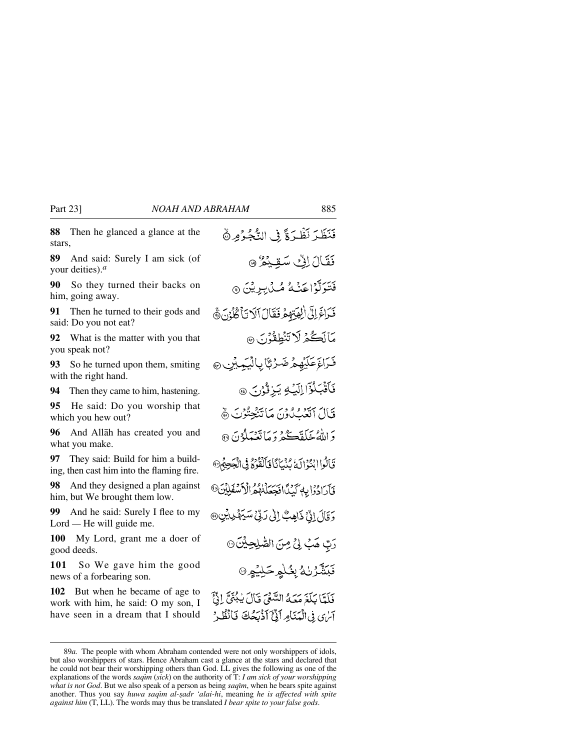**88** Then he glanced a glance at the stars,

**89** And said: Surely I am sick (of your deities).[a]

**90** So they turned their backs on him, going away.

**91** Then he turned to their gods and said: Do you not eat?

**92** What is the matter with you that you speak not?

**93** So he turned upon them, smiting with the right hand.

**94** Then they came to him, hastening.

**95** He said: Do you worship that which you hew out?

**96** And Allāh has created you and what you make.

**97** They said: Build for him a building, then cast him into the flaming fire.

**98** And they designed a plan against him, but We brought them low.

**99** And he said: Surely I flee to my Lord — He will guide me.

**100** My Lord, grant me a doer of good deeds.

**101** So We gave him the good news of a forbearing son.

**102** But when he became of age to work with him, he said: O my son, I have seen in a dream that I should

فَنَظَرَ نَظْرَةً فِي النُّجُومِ ﴿٨٨﴾

فَقَالَ إِنِّي سَقِيمٌ ﴿٨٩﴾

فَتَوَلَّوْا عَنْهُ مُدْبِرِينَ ﴿٩٠﴾

فَرَاغَ إِلَىٰ آلِهَتِهِمْ فَقَالَ أَلَا تَأْكُلُونَ ﴿٩١﴾

مَا لَكُمْ لَا تَنطِقُونَ ﴿٩٢﴾

فَرَاغَ عَلَيْهِمْ ضَرْبًا بِالْيَمِينِ ﴿٩٣﴾

فَأَقْبَلُوا إِلَيْهِ يَزِفُّونَ ﴿٩٤﴾

قَالَ أَتَعْبُدُونَ مَا تَنْحِتُونَ ﴿٩٥﴾

وَاللَّهُ خَلَقَكُمْ وَمَا تَعْمَلُونَ ﴿٩٦﴾

قَالُوا ابْنُوا لَهُ بُنْيَانًا فَأَلْقُوهُ فِي الْجَحِيمِ ﴿٩٧﴾

فَأَرَادُوا بِهِ كَيْدًا فَجَعَلْنَاهُمُ الْأَسْفَلِينَ ﴿٩٨﴾

وَقَالَ إِنِّي ذَاهِبٌ إِلَىٰ رَبِّي سَيَهْدِينِ ﴿٩٩﴾

رَبِّ هَبْ لِي مِنَ الصَّالِحِينَ ﴿١٠٠﴾

فَبَشَّرْنَاهُ بِغُلَامٍ حَلِيمٍ ﴿١٠١﴾

فَلَمَّا بَلَغَ مَعَهُ السَّعْيَ قَالَ يَا بُنَيَّ إِنِّي أَرَىٰ فِي الْمَنَامِ أَنِّي أَذْبَحُكَ فَانظُرْ

---

89*a.* The people with whom Abraham contended were not only worshippers of idols, but also worshippers of stars. Hence Abraham cast a glance at the stars and declared that he could not bear their worshipping others than God. LL gives the following as one of the explanations of the words *saqīm* (*sick*) on the authority of T: *I am sick of your worshipping what is not God*. But we also speak of a person as being *saqīm*, when he bears spite against another. Thus you say *huwa saqīm al-ṣadr 'alai-hi*, meaning *he is affected with spite against him* (T, LL). The words may thus be translated *I bear spite to your false gods*.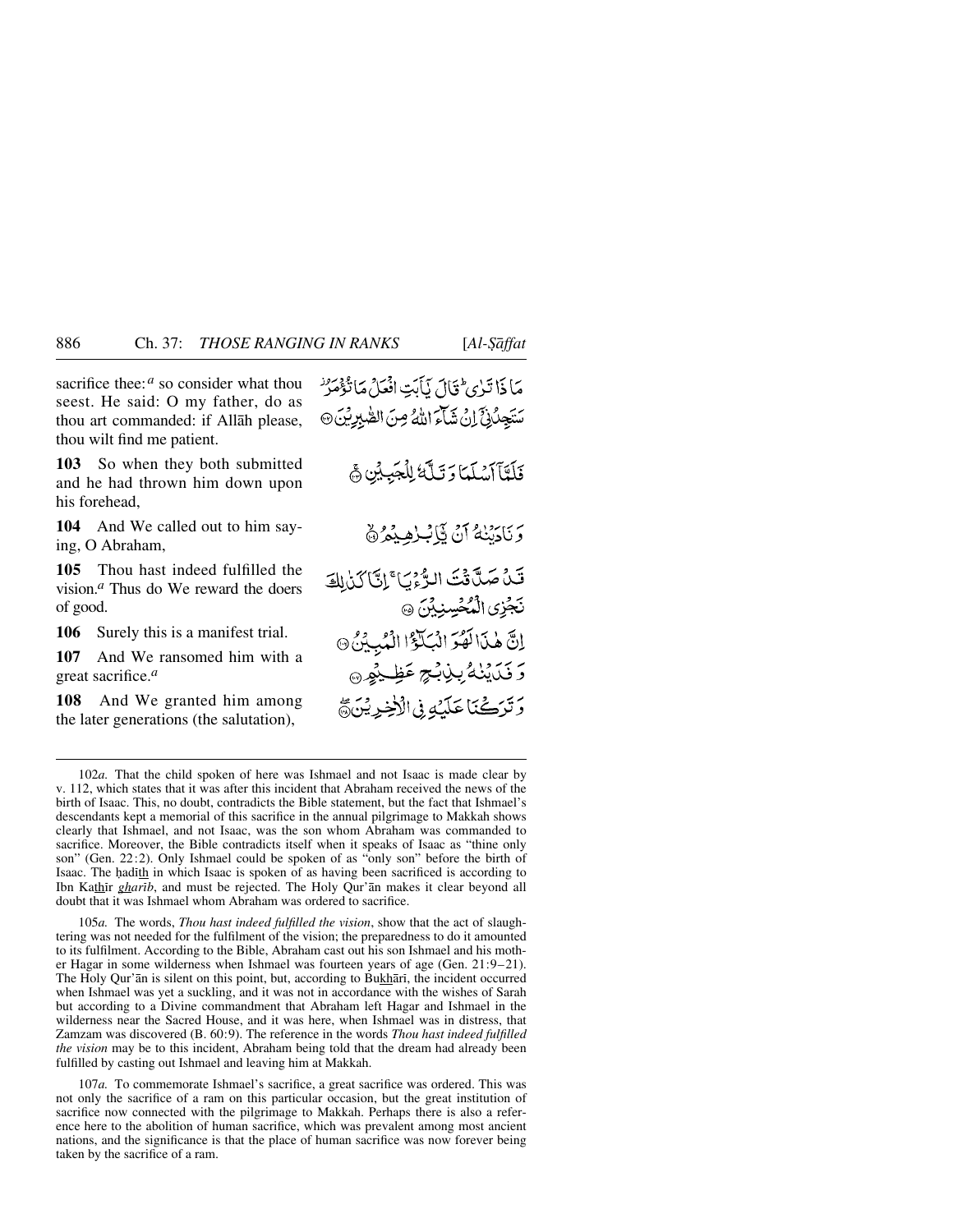sacrifice thee:[a] so consider what thou seest. He said: O my father, do as thou art commanded: if Allāh please, thou wilt find me patient.

مَا ذَا تَرٰی ؕ قَالَ یٰۤاَبَتِ افۡعَلۡ مَا تُؤۡمَرُ ۫ سَتَجِدُنِیۡۤ اِنۡ شَآءَ اللّٰہُ مِنَ الصّٰبِرِیۡنَ ﴿۱۰۲﴾

**103** So when they both submitted and he had thrown him down upon his forehead,

فَلَمَّاۤ اَسۡلَمَا وَ تَلَّہٗ لِلۡجَبِیۡنِ ﴿۱۰۳﴾ۚ

**104** And We called out to him saying, O Abraham,

وَ نَادَیۡنٰہُ اَنۡ یّٰۤاِبۡرٰہِیۡمُ ﴿۱۰۴﴾ۙ

**105** Thou hast indeed fulfilled the vision.[a] Thus do We reward the doers of good.

قَدۡ صَدَّقۡتَ الرُّءۡیَا ۚ اِنَّا کَذٰلِکَ نَجۡزِی الۡمُحۡسِنِیۡنَ ﴿۱۰۵﴾

**106** Surely this is a manifest trial.

اِنَّ ہٰذَا لَہُوَ الۡبَلٰٓـؤُا الۡمُبِیۡنُ ﴿۱۰۶﴾

**107** And We ransomed him with a great sacrifice.[a]

وَ فَدَیۡنٰہُ بِذِبۡحٍ عَظِیۡمٍ ﴿۱۰۷﴾

**108** And We granted him among the later generations (the salutation),

وَ تَرَکۡنَا عَلَیۡہِ فِی الۡاٰخِرِیۡنَ ﴿۱۰۸﴾ۖ

---

102*a.* That the child spoken of here was Ishmael and not Isaac is made clear by v. 112, which states that it was after this incident that Abraham received the news of the birth of Isaac. This, no doubt, contradicts the Bible statement, but the fact that Ishmael's descendants kept a memorial of this sacrifice in the annual pilgrimage to Makkah shows clearly that Ishmael, and not Isaac, was the son whom Abraham was commanded to sacrifice. Moreover, the Bible contradicts itself when it speaks of Isaac as "thine only son" (Gen. 22:2). Only Ishmael could be spoken of as "only son" before the birth of Isaac. The ḥadīth in which Isaac is spoken of as having been sacrificed is according to Ibn Kathīr *gharīb*, and must be rejected. The Holy Qur'ān makes it clear beyond all doubt that it was Ishmael whom Abraham was ordered to sacrifice.

105*a.* The words, *Thou hast indeed fulfilled the vision*, show that the act of slaughtering was not needed for the fulfilment of the vision; the preparedness to do it amounted to its fulfilment. According to the Bible, Abraham cast out his son Ishmael and his mother Hagar in some wilderness when Ishmael was fourteen years of age (Gen. 21:9–21). The Holy Qur'ān is silent on this point, but, according to Bukhārī, the incident occurred when Ishmael was yet a suckling, and it was not in accordance with the wishes of Sarah but according to a Divine commandment that Abraham left Hagar and Ishmael in the wilderness near the Sacred House, and it was here, when Ishmael was in distress, that Zamzam was discovered (B. 60:9). The reference in the words *Thou hast indeed fulfilled the vision* may be to this incident, Abraham being told that the dream had already been fulfilled by casting out Ishmael and leaving him at Makkah.

107*a.* To commemorate Ishmael's sacrifice, a great sacrifice was ordered. This was not only the sacrifice of a ram on this particular occasion, but the great institution of sacrifice now connected with the pilgrimage to Makkah. Perhaps there is also a reference here to the abolition of human sacrifice, which was prevalent among most ancient nations, and the significance is that the place of human sacrifice was now forever being taken by the sacrifice of a ram.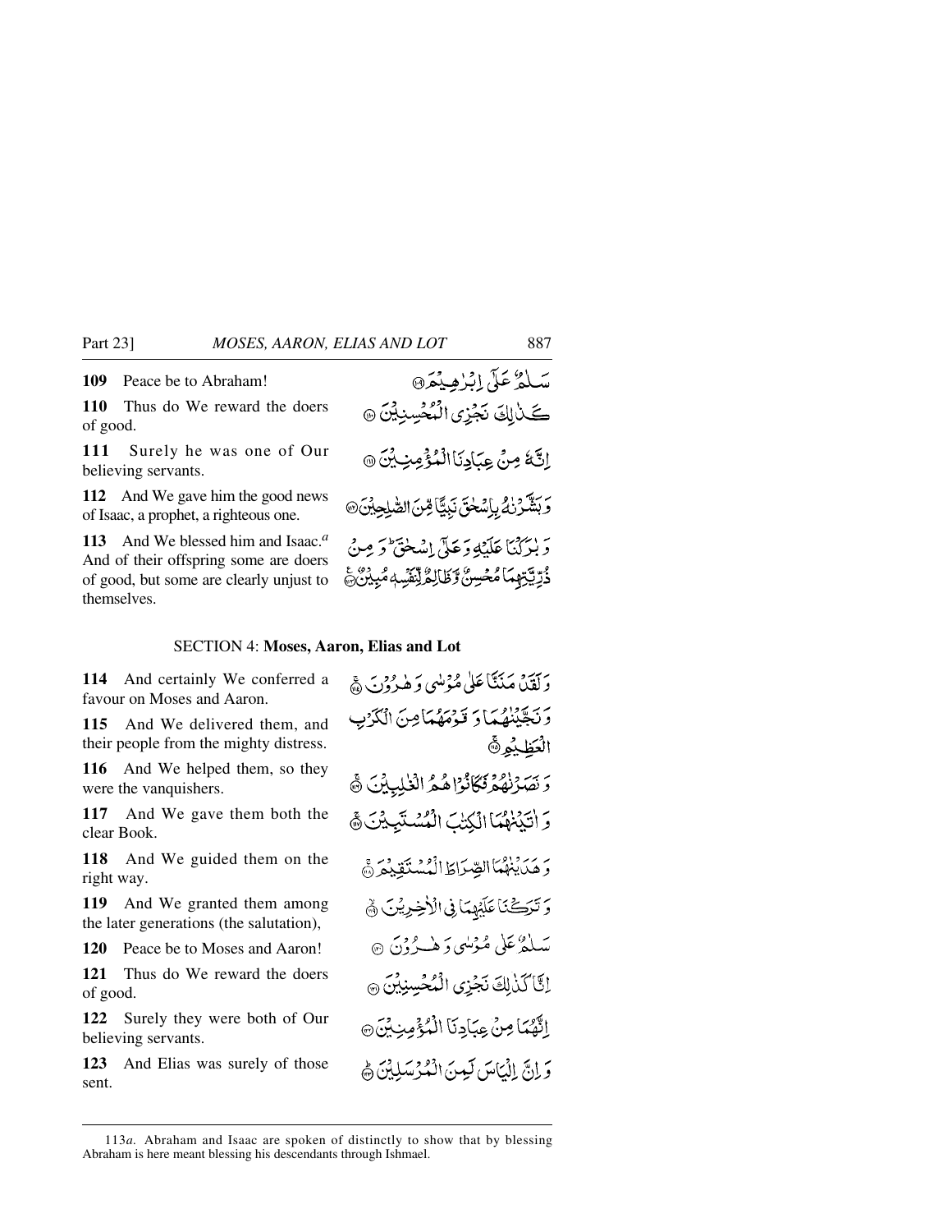**109** Peace be to Abraham!

سَلٰمٌ عَلٰٓى اِبۡرٰهِيۡمَ ۝

**110** Thus do We reward the doers of good.

كَذٰلِكَ نَجۡزِى الۡمُحۡسِنِيۡنَ ۝

**111** Surely he was one of Our believing servants.

اِنَّهٗ مِنۡ عِبَادِنَا الۡمُؤۡمِنِيۡنَ ۝

**112** And We gave him the good news of Isaac, a prophet, a righteous one.

وَبَشَّرۡنٰهُ بِاِسۡحٰقَ نَبِيًّا مِّنَ الصّٰلِحِيۡنَ ۝

**113** And We blessed him and Isaac.[a] And of their offspring some are doers of good, but some are clearly unjust to themselves.

وَبٰرَكۡنَا عَلَيۡهِ وَعَلٰٓى اِسۡحٰقَ ؕ وَمِنۡ ذُرِّيَّتِهِمَا مُحۡسِنٌ وَّظَالِمٌ لِّنَفۡسِهٖ مُبِيۡنٌ ۝

## SECTION 4: **Moses, Aaron, Elias and Lot**

**114** And certainly We conferred a favour on Moses and Aaron.

وَلَقَدۡ مَنَنَّا عَلٰى مُوۡسٰى وَهٰرُوۡنَ ۝

**115** And We delivered them, and their people from the mighty distress.

وَنَجَّيۡنٰهُمَا وَقَوۡمَهُمَا مِنَ الۡكَرۡبِ الۡعَظِيۡمِ ۝

**116** And We helped them, so they were the vanquishers.

وَنَصَرۡنٰهُمۡ فَكَانُوۡا هُمُ الۡغٰلِبِيۡنَ ۝

**117** And We gave them both the clear Book.

وَاٰتَيۡنٰهُمَا الۡكِتٰبَ الۡمُسۡتَبِيۡنَ ۝

**118** And We guided them on the right way.

وَهَدَيۡنٰهُمَا الصِّرَاطَ الۡمُسۡتَقِيۡمَ ۝

**119** And We granted them among the later generations (the salutation),

وَتَرَكۡنَا عَلَيۡهِمَا فِى الۡاٰخِرِيۡنَ ۝

**120** Peace be to Moses and Aaron!

سَلٰمٌ عَلٰى مُوۡسٰى وَهٰرُوۡنَ ۝

**121** Thus do We reward the doers of good.

اِنَّا كَذٰلِكَ نَجۡزِى الۡمُحۡسِنِيۡنَ ۝

**122** Surely they were both of Our believing servants.

اِنَّهُمَا مِنۡ عِبَادِنَا الۡمُؤۡمِنِيۡنَ ۝

**123** And Elias was surely of those sent.

وَاِنَّ اِلۡيَاسَ لَمِنَ الۡمُرۡسَلِيۡنَ ۝

---

113*a*. Abraham and Isaac are spoken of distinctly to show that by blessing Abraham is here meant blessing his descendants through Ishmael.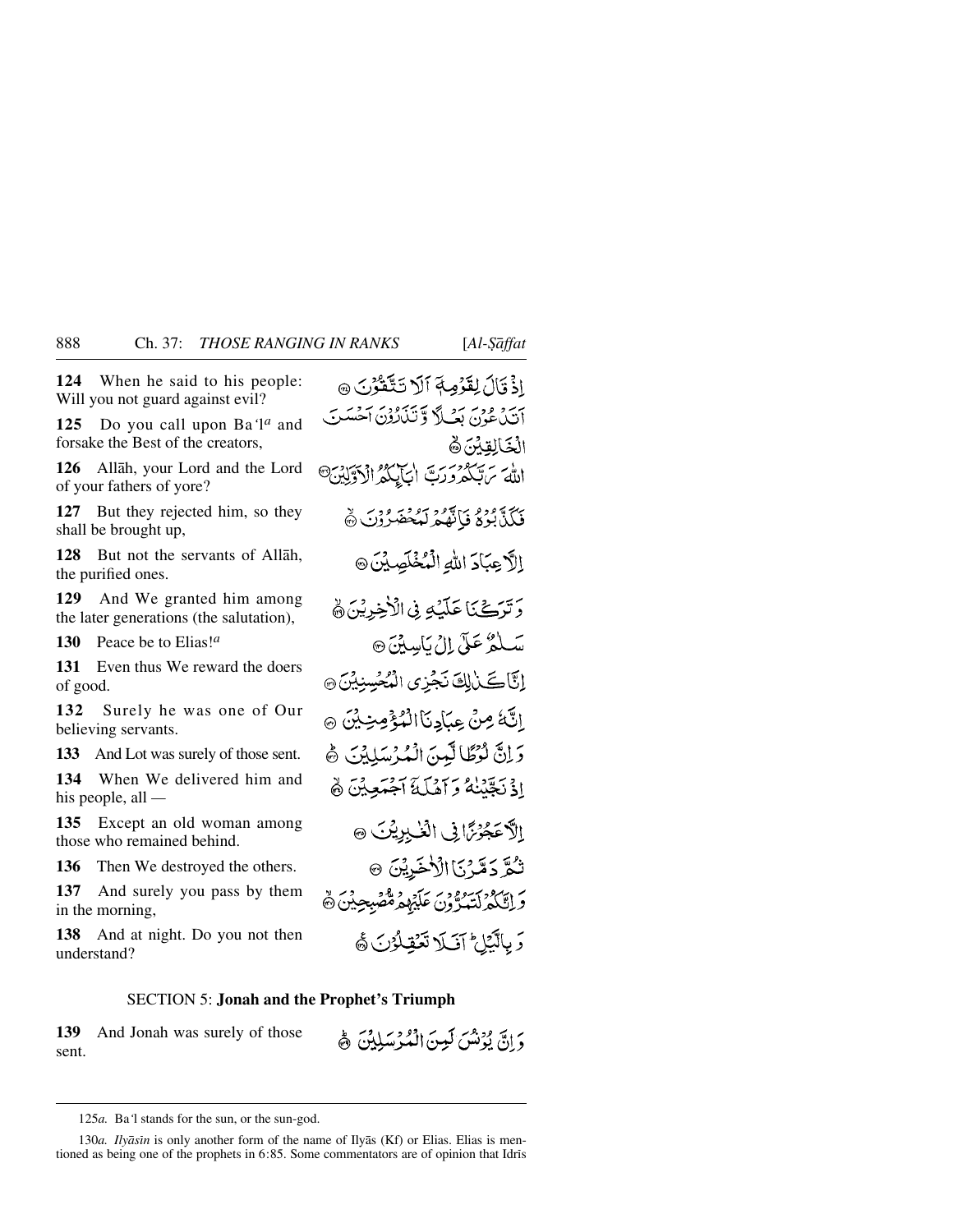**124** When he said to his people: Will you not guard against evil?

إِذْ قَالَ لِقَوْمِهِۦٓ أَلَا تَتَّقُونَ ﴿١٢٤﴾

**125** Do you call upon Ba'l[a] and forsake the Best of the creators,

أَتَدْعُونَ بَعْلًا وَتَذَرُونَ أَحْسَنَ ٱلْخَٰلِقِينَ ﴿١٢٥﴾

**126** Allāh, your Lord and the Lord of your fathers of yore?

ٱللَّهَ رَبَّكُمْ وَرَبَّ ءَابَآئِكُمُ ٱلْأَوَّلِينَ ﴿١٢٦﴾

**127** But they rejected him, so they shall be brought up,

فَكَذَّبُوهُ فَإِنَّهُمْ لَمُحْضَرُونَ ﴿١٢٧﴾

**128** But not the servants of Allāh, the purified ones.

إِلَّا عِبَادَ ٱللَّهِ ٱلْمُخْلَصِينَ ﴿١٢٨﴾

**129** And We granted him among the later generations (the salutation),

وَتَرَكْنَا عَلَيْهِ فِى ٱلْءَاخِرِينَ ﴿١٢٩﴾

**130** Peace be to Elias![a]

سَلَٰمٌ عَلَىٰٓ إِلْ يَاسِينَ ﴿١٣٠﴾

**131** Even thus We reward the doers of good.

إِنَّا كَذَٰلِكَ نَجْزِى ٱلْمُحْسِنِينَ ﴿١٣١﴾

**132** Surely he was one of Our believing servants.

إِنَّهُۥ مِنْ عِبَادِنَا ٱلْمُؤْمِنِينَ ﴿١٣٢﴾

**133** And Lot was surely of those sent.

وَإِنَّ لُوطًا لَّمِنَ ٱلْمُرْسَلِينَ ﴿١٣٣﴾

**134** When We delivered him and his people, all —

إِذْ نَجَّيْنَٰهُ وَأَهْلَهُۥٓ أَجْمَعِينَ ﴿١٣٤﴾

**135** Except an old woman among those who remained behind.

إِلَّا عَجُوزًا فِى ٱلْغَٰبِرِينَ ﴿١٣٥﴾

**136** Then We destroyed the others.

ثُمَّ دَمَّرْنَا ٱلْءَاخَرِينَ ﴿١٣٦﴾

**137** And surely you pass by them in the morning,

وَإِنَّكُمْ لَتَمُرُّونَ عَلَيْهِم مُّصْبِحِينَ ﴿١٣٧﴾

**138** And at night. Do you not then understand?

وَبِٱلَّيْلِ ۗ أَفَلَا تَعْقِلُونَ ﴿١٣٨﴾

SECTION 5: **Jonah and the Prophet's Triumph**

**139** And Jonah was surely of those sent.

وَإِنَّ يُونُسَ لَمِنَ ٱلْمُرْسَلِينَ ﴿١٣٩﴾

---

125*a.* Ba'l stands for the sun, or the sun-god.

130*a.* *Ilyāsīn* is only another form of the name of Ilyās (Kf) or Elias. Elias is mentioned as being one of the prophets in 6:85. Some commentators are of opinion that Idrīs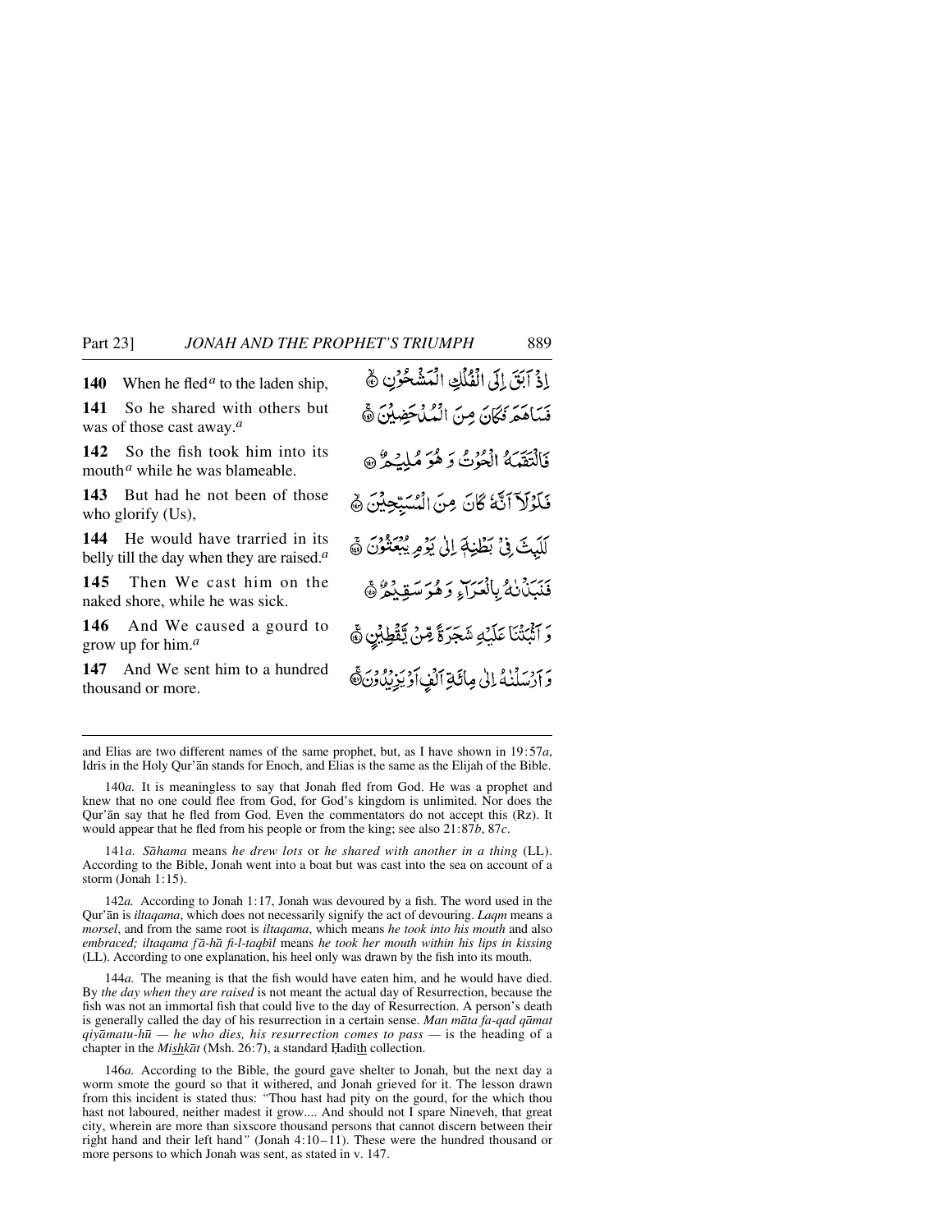**140** When he fled[a] to the laden ship,

إِذْ أَبَقَ إِلَى الْفُلْكِ الْمَشْحُونِ ﴿١٤٠﴾

**141** So he shared with others but was of those cast away.[a]

فَسَاهَمَ فَكَانَ مِنَ الْمُدْحَضِينَ ﴿١٤١﴾

**142** So the fish took him into its mouth[a] while he was blameable.

فَالْتَقَمَهُ الْحُوتُ وَهُوَ مُلِيمٌ ﴿١٤٢﴾

**143** But had he not been of those who glorify (Us),

فَلَوْلَا أَنَّهُ كَانَ مِنَ الْمُسَبِّحِينَ ﴿١٤٣﴾

**144** He would have tarried in its belly till the day when they are raised.[a]

لَلَبِثَ فِي بَطْنِهِ إِلَىٰ يَوْمِ يُبْعَثُونَ ﴿١٤٤﴾

**145** Then We cast him on the naked shore, while he was sick.

فَنَبَذْنَاهُ بِالْعَرَاءِ وَهُوَ سَقِيمٌ ﴿١٤٥﴾

**146** And We caused a gourd to grow up for him.[a]

وَأَنْبَتْنَا عَلَيْهِ شَجَرَةً مِنْ يَقْطِينٍ ﴿١٤٦﴾

**147** And We sent him to a hundred thousand or more.

وَأَرْسَلْنَاهُ إِلَىٰ مِائَةِ أَلْفٍ أَوْ يَزِيدُونَ ﴿١٤٧﴾

---

and Elias are two different names of the same prophet, but, as I have shown in 19:57*a*, Idrīs in the Holy Qur'ān stands for Enoch, and Elias is the same as the Elijah of the Bible.

140*a*. It is meaningless to say that Jonah fled from God. He was a prophet and knew that no one could flee from God, for God's kingdom is unlimited. Nor does the Qur'ān say that he fled from God. Even the commentators do not accept this (Rz). It would appear that he fled from his people or from the king; see also 21:87*b*, 87*c*.

141*a*. *Sāhama* means *he drew lots* or *he shared with another in a thing* (LL). According to the Bible, Jonah went into a boat but was cast into the sea on account of a storm (Jonah 1:15).

142*a*. According to Jonah 1:17, Jonah was devoured by a fish. The word used in the Qur'ān is *iltaqama*, which does not necessarily signify the act of devouring. *Laqm* means a *morsel*, and from the same root is *iltaqama*, which means *he took into his mouth* and also *embraced; iltaqama fā-hā fi-l-taqbīl* means *he took her mouth within his lips in kissing* (LL). According to one explanation, his heel only was drawn by the fish into its mouth.

144*a*. The meaning is that the fish would have eaten him, and he would have died. By *the day when they are raised* is not meant the actual day of Resurrection, because the fish was not an immortal fish that could live to the day of Resurrection. A person's death is generally called the day of his resurrection in a certain sense. *Man māta fa-qad qāmat qiyāmatu-hū — he who dies, his resurrection comes to pass* — is the heading of a chapter in the *Mishkāt* (Msh. 26:7), a standard Ḥadīth collection.

146*a*. According to the Bible, the gourd gave shelter to Jonah, but the next day a worm smote the gourd so that it withered, and Jonah grieved for it. The lesson drawn from this incident is stated thus: "Thou hast had pity on the gourd, for the which thou hast not laboured, neither madest it grow.... And should not I spare Nineveh, that great city, wherein are more than sixscore thousand persons that cannot discern between their right hand and their left hand" (Jonah 4:10–11). These were the hundred thousand or more persons to which Jonah was sent, as stated in v. 147.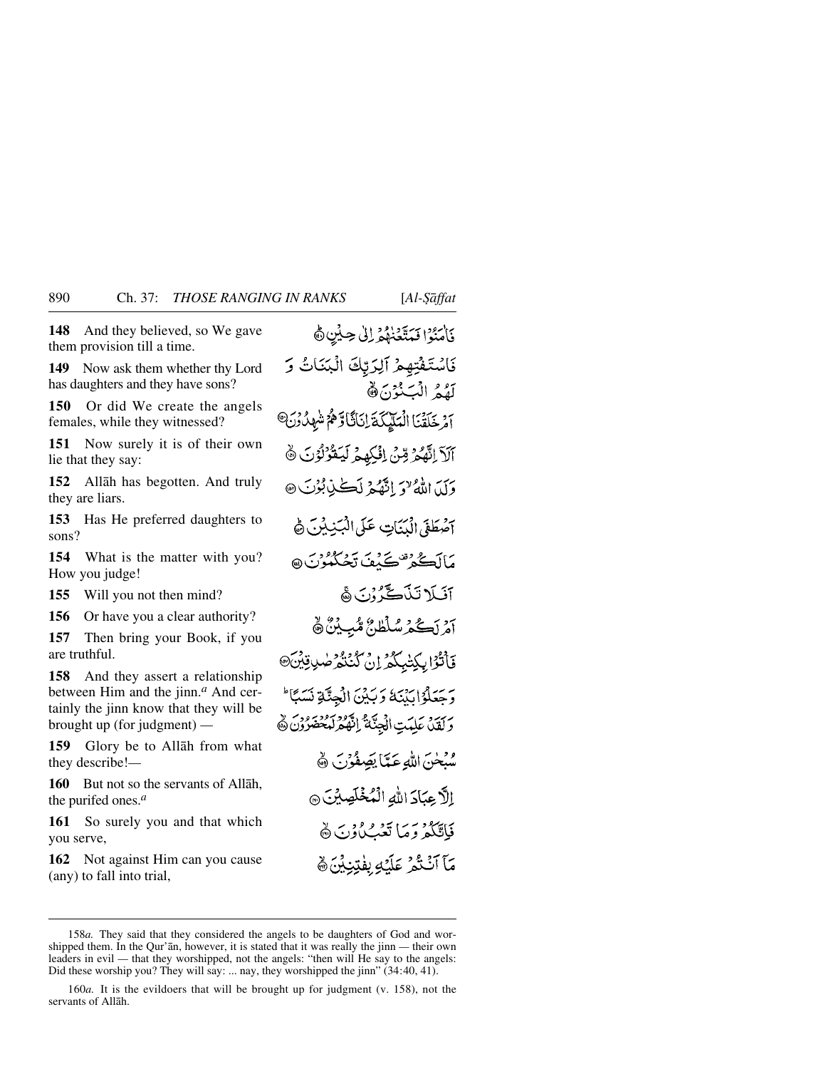**148** And they believed, so We gave them provision till a time.

فَاٰمَنُوۡا فَمَتَّعۡنٰهُمۡ اِلٰی حِیۡنٍ ﴿۱۴۸﴾

**149** Now ask them whether thy Lord has daughters and they have sons?

فَاسۡتَفۡتِهِمۡ اَلِرَبِّکَ الۡبَنَاتُ وَ لَهُمُ الۡبَنُوۡنَ ﴿۱۴۹﴾

**150** Or did We create the angels females, while they witnessed?

اَمۡ خَلَقۡنَا الۡمَلٰٓئِکَةَ اِنَاثًا وَّ هُمۡ شٰهِدُوۡنَ ﴿۱۵۰﴾

**151** Now surely it is of their own lie that they say:

اَلَاۤ اِنَّهُمۡ مِّنۡ اِفۡکِهِمۡ لَیَقُوۡلُوۡنَ ﴿۱۵۱﴾

**152** Allāh has begotten. And truly they are liars.

وَلَدَ اللّٰهُ ۙ وَ اِنَّهُمۡ لَکٰذِبُوۡنَ ﴿۱۵۲﴾

**153** Has He preferred daughters to sons?

اَصۡطَفَی الۡبَنَاتِ عَلَی الۡبَنِیۡنَ ﴿۱۵۳﴾

**154** What is the matter with you? How you judge!

مَا لَکُمۡ ۟ کَیۡفَ تَحۡکُمُوۡنَ ﴿۱۵۴﴾

**155** Will you not then mind?

اَفَلَا تَذَکَّرُوۡنَ ﴿۱۵۵﴾

**156** Or have you a clear authority?

اَمۡ لَکُمۡ سُلۡطٰنٌ مُّبِیۡنٌ ﴿۱۵۶﴾

**157** Then bring your Book, if you are truthful.

فَاۡتُوۡا بِکِتٰبِکُمۡ اِنۡ کُنۡتُمۡ صٰدِقِیۡنَ ﴿۱۵۷﴾

**158** And they assert a relationship between Him and the jinn.[a] And certainly the jinn know that they will be brought up (for judgment) —

وَ جَعَلُوۡا بَیۡنَهٗ وَ بَیۡنَ الۡجِنَّةِ نَسَبًا ؕ وَ لَقَدۡ عَلِمَتِ الۡجِنَّةُ اِنَّهُمۡ لَمُحۡضَرُوۡنَ ﴿۱۵۸﴾

**159** Glory be to Allāh from what they describe!—

سُبۡحٰنَ اللّٰهِ عَمَّا یَصِفُوۡنَ ﴿۱۵۹﴾

**160** But not so the servants of Allāh, the purifed ones.[a]

اِلَّا عِبَادَ اللّٰهِ الۡمُخۡلَصِیۡنَ ﴿۱۶۰﴾

**161** So surely you and that which you serve,

فَاِنَّکُمۡ وَ مَا تَعۡبُدُوۡنَ ﴿۱۶۱﴾

**162** Not against Him can you cause (any) to fall into trial,

مَاۤ اَنۡتُمۡ عَلَیۡهِ بِفٰتِنِیۡنَ ﴿۱۶۲﴾

---

158*a.* They said that they considered the angels to be daughters of God and worshipped them. In the Qur'ān, however, it is stated that it was really the jinn — their own leaders in evil — that they worshipped, not the angels: "then will He say to the angels: Did these worship you? They will say: ... nay, they worshipped the jinn" (34:40, 41).

160*a.* It is the evildoers that will be brought up for judgment (v. 158), not the servants of Allāh.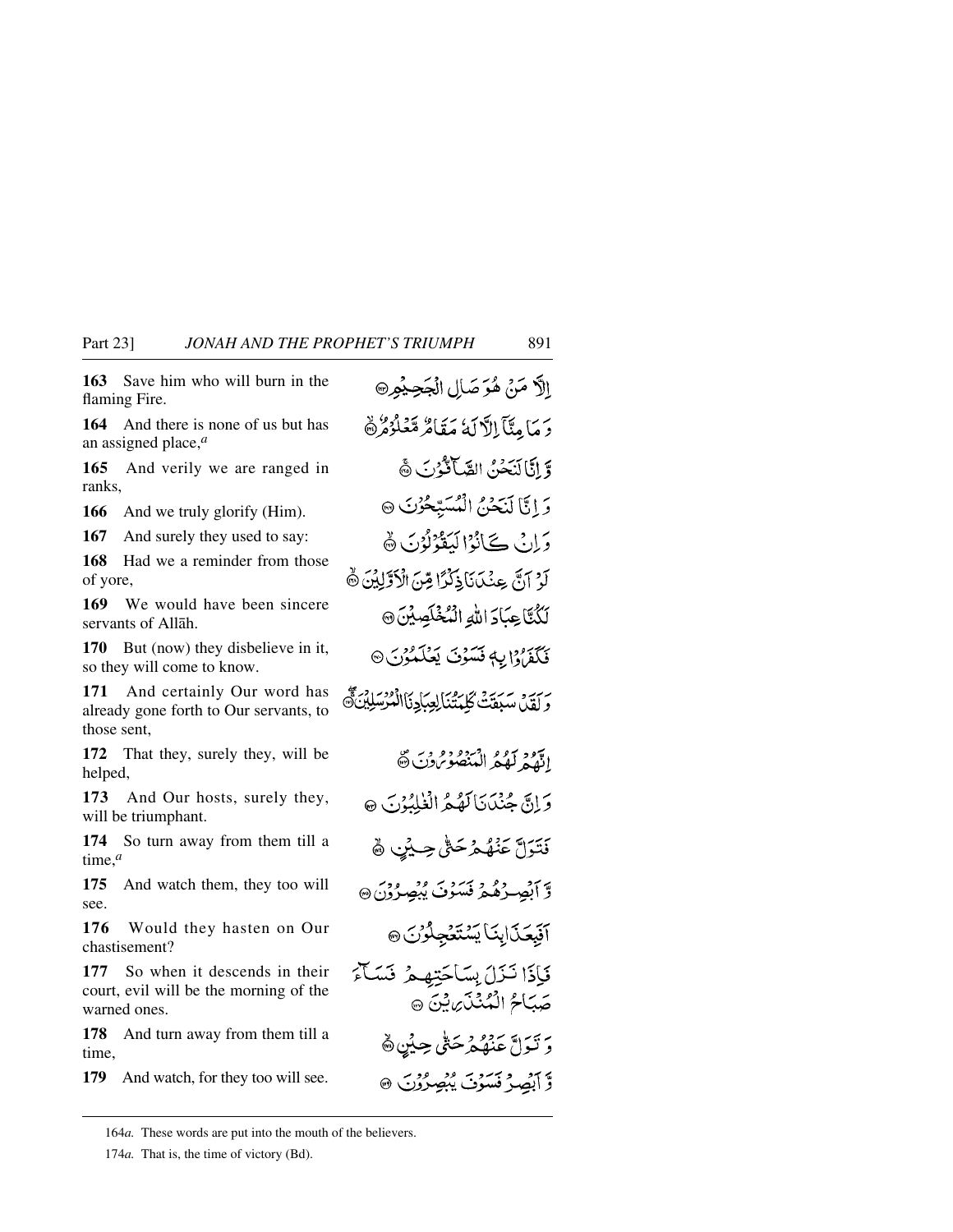**163** Save him who will burn in the flaming Fire.

**164** And there is none of us but has an assigned place,[a]

**165** And verily we are ranged in ranks,

**166** And we truly glorify (Him).

**167** And surely they used to say:

**168** Had we a reminder from those of yore,

**169** We would have been sincere servants of Allāh.

**170** But (now) they disbelieve in it, so they will come to know.

**171** And certainly Our word has already gone forth to Our servants, to those sent,

**172** That they, surely they, will be helped,

**173** And Our hosts, surely they, will be triumphant.

**174** So turn away from them till a time,[a]

**175** And watch them, they too will see.

**176** Would they hasten on Our chastisement?

**177** So when it descends in their court, evil will be the morning of the warned ones.

**178** And turn away from them till a time,

**179** And watch, for they too will see.

إِلَّا مَنْ هُوَ صَالِ الْجَحِيمِ ﴿١٦٣﴾

وَمَا مِنَّآ إِلَّا لَهُۥ مَقَامٌ مَّعْلُومٌ ﴿١٦٤﴾

وَإِنَّا لَنَحْنُ الصَّآفُّونَ ﴿١٦٥﴾

وَإِنَّا لَنَحْنُ الْمُسَبِّحُونَ ﴿١٦٦﴾

وَإِن كَانُوا لَيَقُولُونَ ﴿١٦٧﴾

لَوْ أَنَّ عِندَنَا ذِكْرًا مِّنَ الْأَوَّلِينَ ﴿١٦٨﴾

لَكُنَّا عِبَادَ اللَّهِ الْمُخْلَصِينَ ﴿١٦٩﴾

فَكَفَرُوا بِهِۦ فَسَوْفَ يَعْلَمُونَ ﴿١٧٠﴾

وَلَقَدْ سَبَقَتْ كَلِمَتُنَا لِعِبَادِنَا الْمُرْسَلِينَ ﴿١٧١﴾

إِنَّهُمْ لَهُمُ الْمَنصُورُونَ ﴿١٧٢﴾

وَإِنَّ جُندَنَا لَهُمُ الْغَالِبُونَ ﴿١٧٣﴾

فَتَوَلَّ عَنْهُمْ حَتَّىٰ حِينٍ ﴿١٧٤﴾

وَأَبْصِرْهُمْ فَسَوْفَ يُبْصِرُونَ ﴿١٧٥﴾

أَفَبِعَذَابِنَا يَسْتَعْجِلُونَ ﴿١٧٦﴾

فَإِذَا نَزَلَ بِسَاحَتِهِمْ فَسَآءَ صَبَاحُ الْمُنذَرِينَ ﴿١٧٧﴾

وَتَوَلَّ عَنْهُمْ حَتَّىٰ حِينٍ ﴿١٧٨﴾

وَأَبْصِرْ فَسَوْفَ يُبْصِرُونَ ﴿١٧٩﴾

---

164*a.* These words are put into the mouth of the believers.

174*a.* That is, the time of victory (Bd).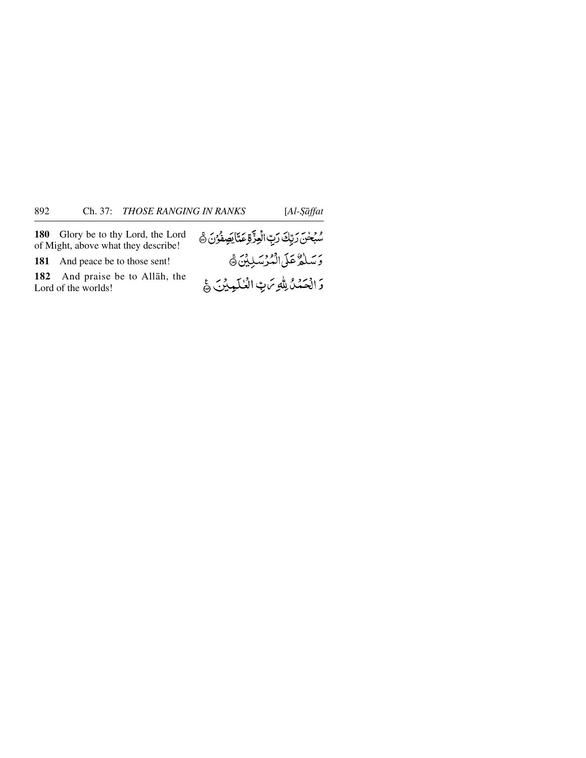**180** Glory be to thy Lord, the Lord of Might, above what they describe!

سُبْحٰنَ رَبِّكَ رَبِّ الْعِزَّةِ عَمَّا يَصِفُوْنَ ﴿١٨٠﴾

**181** And peace be to those sent!

وَسَلٰمٌ عَلَى الْمُرْسَلِيْنَ ﴿١٨١﴾

**182** And praise be to Allāh, the Lord of the worlds!

وَالْحَمْدُ لِلّٰهِ رَبِّ الْعٰلَمِيْنَ ﴿١٨٢﴾